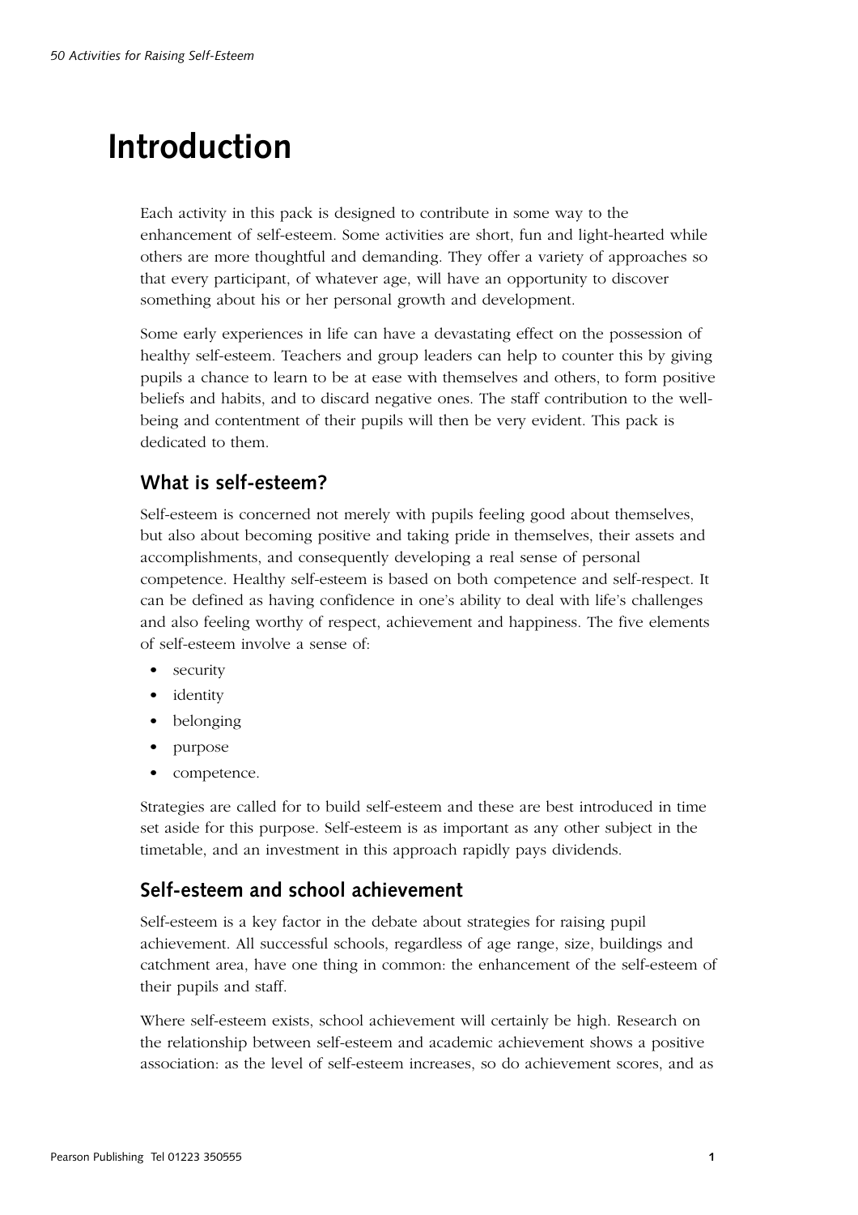# Introduction

Each activity in this pack is designed to contribute in some way to the enhancement of self-esteem. Some activities are short, fun and light-hearted while others are more thoughtful and demanding. They offer a variety of approaches so that every participant, of whatever age, will have an opportunity to discover something about his or her personal growth and development.

Some early experiences in life can have a devastating effect on the possession of healthy self-esteem. Teachers and group leaders can help to counter this by giving pupils a chance to learn to be at ease with themselves and others, to form positive beliefs and habits, and to discard negative ones. The staff contribution to the well-being and contentment of their pupils will then be very evident. This pack is dedicated to them.

## What is self-esteem?

Self-esteem is concerned not merely with pupils feeling good about themselves, but also about becoming positive and taking pride in themselves, their assets and accomplishments, and consequently developing a real sense of personal competence. Healthy self-esteem is based on both competence and self-respect. It can be defined as having confidence in one's ability to deal with life's challenges and also feeling worthy of respect, achievement and happiness. The five elements of self-esteem involve a sense of:

- security
- identity
- belonging
- purpose
- competence.

Strategies are called for to build self-esteem and these are best introduced in time set aside for this purpose. Self-esteem is as important as any other subject in the timetable, and an investment in this approach rapidly pays dividends.

## Self-esteem and school achievement

Self-esteem is a key factor in the debate about strategies for raising pupil achievement. All successful schools, regardless of age range, size, buildings and catchment area, have one thing in common: the enhancement of the self-esteem of their pupils and staff.

Where self-esteem exists, school achievement will certainly be high. Research on the relationship between self-esteem and academic achievement shows a positive association: as the level of self-esteem increases, so do achievement scores, and as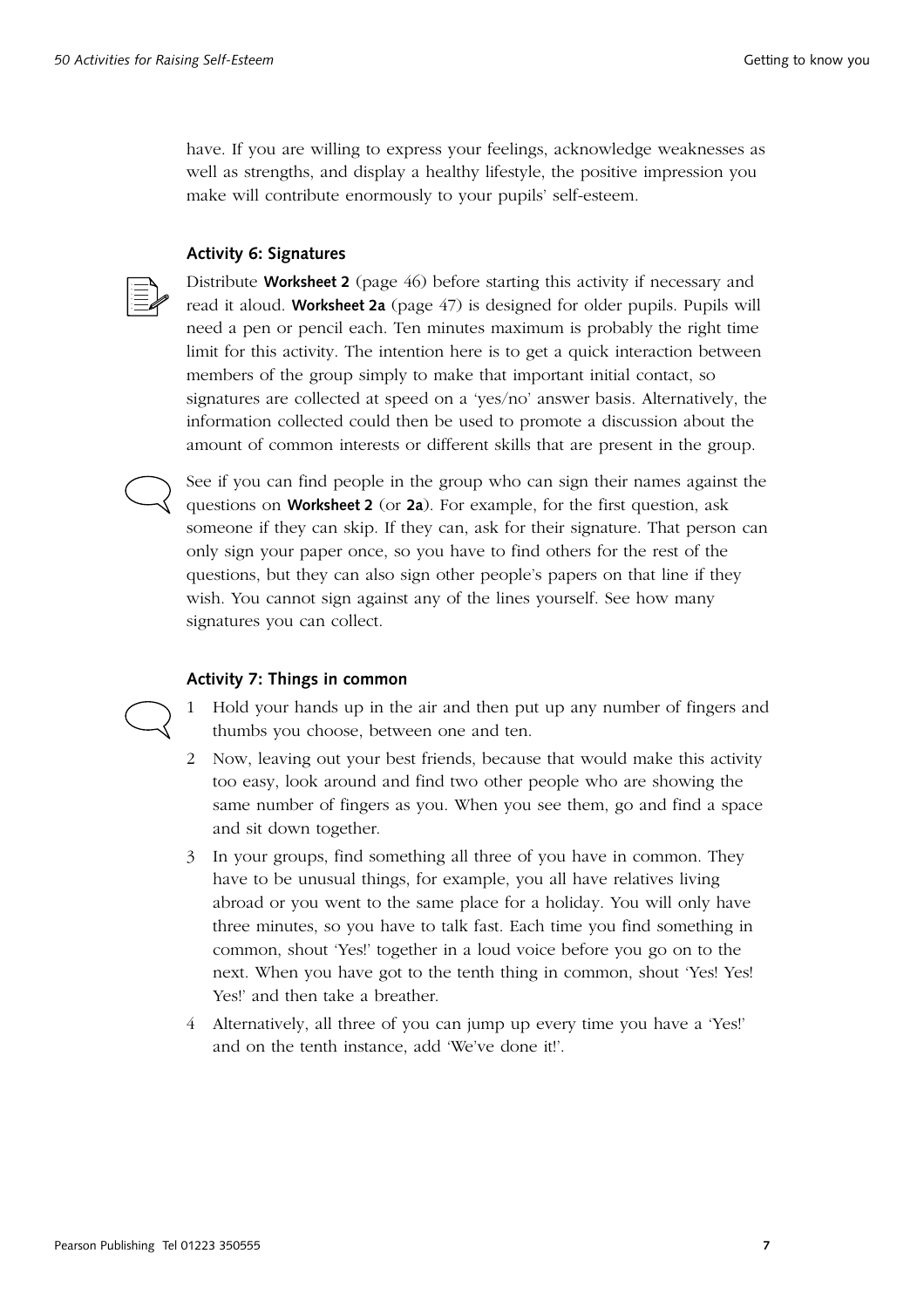have. If you are willing to express your feelings, acknowledge weaknesses as well as strengths, and display a healthy lifestyle, the positive impression you make will contribute enormously to your pupils' self-esteem.

### Activity 6: Signatures

Distribute **Worksheet 2** (page 46) before starting this activity if necessary and read it aloud. **Worksheet 2a** (page 47) is designed for older pupils. Pupils will need a pen or pencil each. Ten minutes maximum is probably the right time limit for this activity. The intention here is to get a quick interaction between members of the group simply to make that important initial contact, so signatures are collected at speed on a 'yes/no' answer basis. Alternatively, the information collected could then be used to promote a discussion about the amount of common interests or different skills that are present in the group.

See if you can find people in the group who can sign their names against the questions on **Worksheet 2** (or **2a**). For example, for the first question, ask someone if they can skip. If they can, ask for their signature. That person can only sign your paper once, so you have to find others for the rest of the questions, but they can also sign other people's papers on that line if they wish. You cannot sign against any of the lines yourself. See how many signatures you can collect.

### Activity 7: Things in common

1. Hold your hands up in the air and then put up any number of fingers and thumbs you choose, between one and ten.
2. Now, leaving out your best friends, because that would make this activity too easy, look around and find two other people who are showing the same number of fingers as you. When you see them, go and find a space and sit down together.
3. In your groups, find something all three of you have in common. They have to be unusual things, for example, you all have relatives living abroad or you went to the same place for a holiday. You will only have three minutes, so you have to talk fast. Each time you find something in common, shout 'Yes!' together in a loud voice before you go on to the next. When you have got to the tenth thing in common, shout 'Yes! Yes! Yes!' and then take a breather.
4. Alternatively, all three of you can jump up every time you have a 'Yes!' and on the tenth instance, add 'We've done it!'.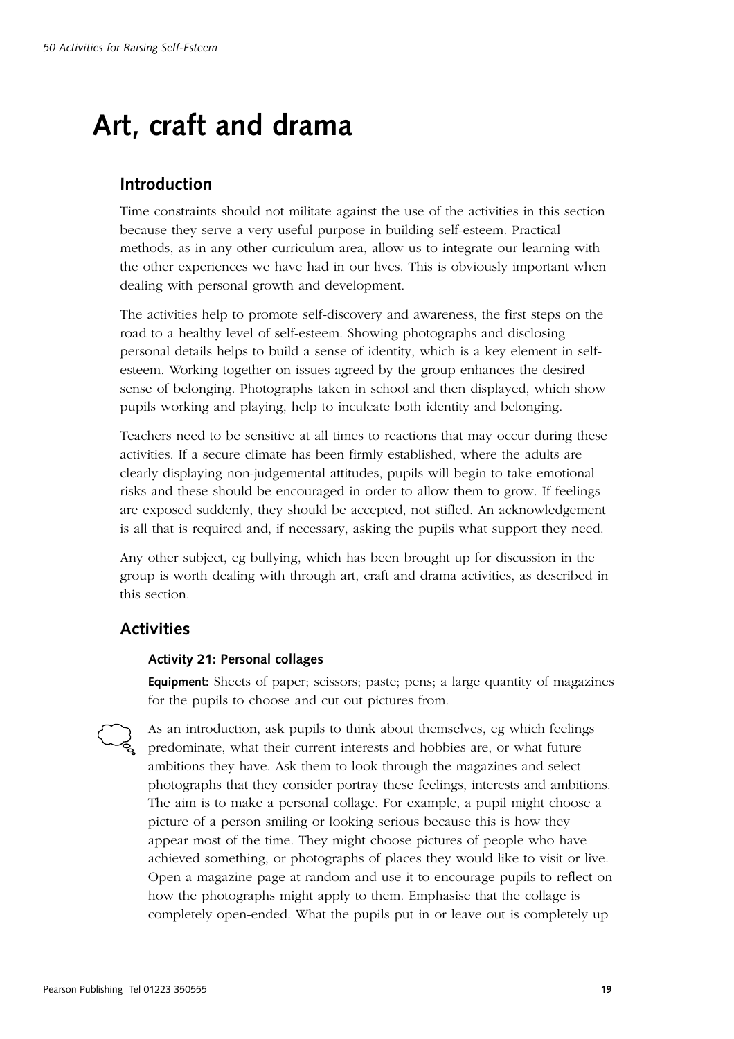# Art, craft and drama

## Introduction

Time constraints should not militate against the use of the activities in this section because they serve a very useful purpose in building self-esteem. Practical methods, as in any other curriculum area, allow us to integrate our learning with the other experiences we have had in our lives. This is obviously important when dealing with personal growth and development.

The activities help to promote self-discovery and awareness, the first steps on the road to a healthy level of self-esteem. Showing photographs and disclosing personal details helps to build a sense of identity, which is a key element in self-esteem. Working together on issues agreed by the group enhances the desired sense of belonging. Photographs taken in school and then displayed, which show pupils working and playing, help to inculcate both identity and belonging.

Teachers need to be sensitive at all times to reactions that may occur during these activities. If a secure climate has been firmly established, where the adults are clearly displaying non-judgemental attitudes, pupils will begin to take emotional risks and these should be encouraged in order to allow them to grow. If feelings are exposed suddenly, they should be accepted, not stifled. An acknowledgement is all that is required and, if necessary, asking the pupils what support they need.

Any other subject, eg bullying, which has been brought up for discussion in the group is worth dealing with through art, craft and drama activities, as described in this section.

## Activities

### Activity 21: Personal collages

**Equipment:** Sheets of paper; scissors; paste; pens; a large quantity of magazines for the pupils to choose and cut out pictures from.

As an introduction, ask pupils to think about themselves, eg which feelings predominate, what their current interests and hobbies are, or what future ambitions they have. Ask them to look through the magazines and select photographs that they consider portray these feelings, interests and ambitions. The aim is to make a personal collage. For example, a pupil might choose a picture of a person smiling or looking serious because this is how they appear most of the time. They might choose pictures of people who have achieved something, or photographs of places they would like to visit or live. Open a magazine page at random and use it to encourage pupils to reflect on how the photographs might apply to them. Emphasise that the collage is completely open-ended. What the pupils put in or leave out is completely up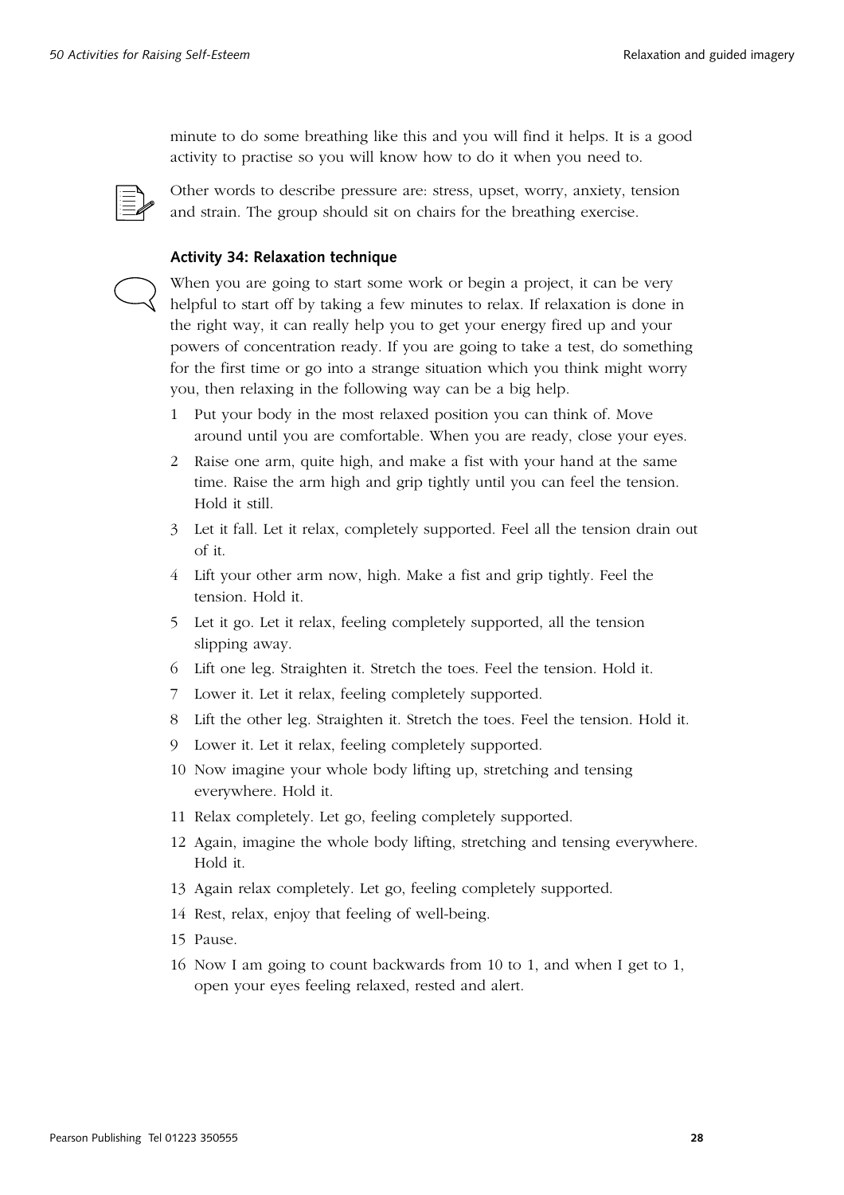minute to do some breathing like this and you will find it helps. It is a good activity to practise so you will know how to do it when you need to.

Other words to describe pressure are: stress, upset, worry, anxiety, tension and strain. The group should sit on chairs for the breathing exercise.

### Activity 34: Relaxation technique

When you are going to start some work or begin a project, it can be very helpful to start off by taking a few minutes to relax. If relaxation is done in the right way, it can really help you to get your energy fired up and your powers of concentration ready. If you are going to take a test, do something for the first time or go into a strange situation which you think might worry you, then relaxing in the following way can be a big help.

1. Put your body in the most relaxed position you can think of. Move around until you are comfortable. When you are ready, close your eyes.
2. Raise one arm, quite high, and make a fist with your hand at the same time. Raise the arm high and grip tightly until you can feel the tension. Hold it still.
3. Let it fall. Let it relax, completely supported. Feel all the tension drain out of it.
4. Lift your other arm now, high. Make a fist and grip tightly. Feel the tension. Hold it.
5. Let it go. Let it relax, feeling completely supported, all the tension slipping away.
6. Lift one leg. Straighten it. Stretch the toes. Feel the tension. Hold it.
7. Lower it. Let it relax, feeling completely supported.
8. Lift the other leg. Straighten it. Stretch the toes. Feel the tension. Hold it.
9. Lower it. Let it relax, feeling completely supported.
10. Now imagine your whole body lifting up, stretching and tensing everywhere. Hold it.
11. Relax completely. Let go, feeling completely supported.
12. Again, imagine the whole body lifting, stretching and tensing everywhere. Hold it.
13. Again relax completely. Let go, feeling completely supported.
14. Rest, relax, enjoy that feeling of well-being.
15. Pause.
16. Now I am going to count backwards from 10 to 1, and when I get to 1, open your eyes feeling relaxed, rested and alert.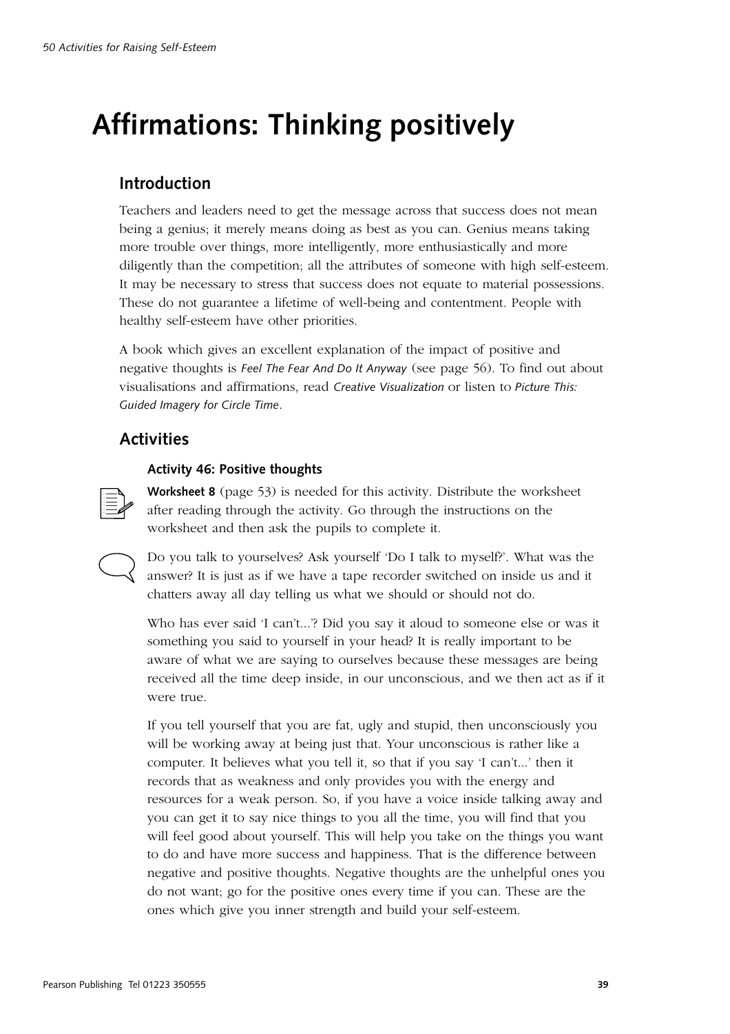# Affirmations: Thinking positively

## Introduction

Teachers and leaders need to get the message across that success does not mean being a genius; it merely means doing as best as you can. Genius means taking more trouble over things, more intelligently, more enthusiastically and more diligently than the competition; all the attributes of someone with high self-esteem. It may be necessary to stress that success does not equate to material possessions. These do not guarantee a lifetime of well-being and contentment. People with healthy self-esteem have other priorities.

A book which gives an excellent explanation of the impact of positive and negative thoughts is *Feel The Fear And Do It Anyway* (see page 56). To find out about visualisations and affirmations, read *Creative Visualization* or listen to *Picture This: Guided Imagery for Circle Time*.

## Activities

### Activity 46: Positive thoughts

**Worksheet 8** (page 53) is needed for this activity. Distribute the worksheet after reading through the activity. Go through the instructions on the worksheet and then ask the pupils to complete it.

Do you talk to yourselves? Ask yourself 'Do I talk to myself?'. What was the answer? It is just as if we have a tape recorder switched on inside us and it chatters away all day telling us what we should or should not do.

Who has ever said 'I can't...'? Did you say it aloud to someone else or was it something you said to yourself in your head? It is really important to be aware of what we are saying to ourselves because these messages are being received all the time deep inside, in our unconscious, and we then act as if it were true.

If you tell yourself that you are fat, ugly and stupid, then unconsciously you will be working away at being just that. Your unconscious is rather like a computer. It believes what you tell it, so that if you say 'I can't...' then it records that as weakness and only provides you with the energy and resources for a weak person. So, if you have a voice inside talking away and you can get it to say nice things to you all the time, you will find that you will feel good about yourself. This will help you take on the things you want to do and have more success and happiness. That is the difference between negative and positive thoughts. Negative thoughts are the unhelpful ones you do not want; go for the positive ones every time if you can. These are the ones which give you inner strength and build your self-esteem.